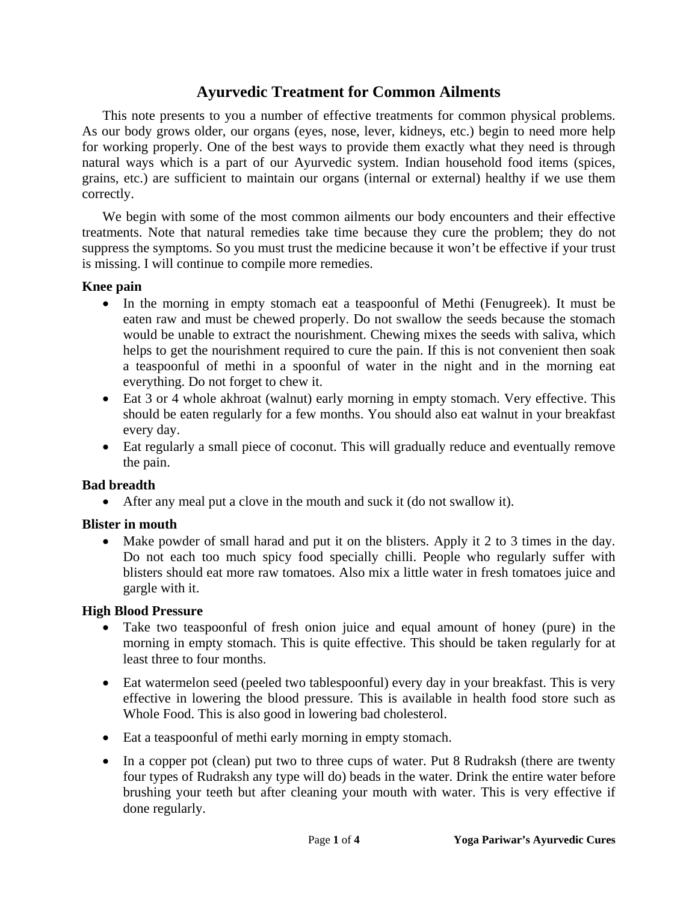# Ayurvedic Treatment for Common Ailments

This note presents to you a number of effective treatments for common physical problems. As our body grows older, our organs (eyes, nose, lever, kidneys, etc.) begin to need more help for working properly. One of the best ways to provide them exactly what they need is through natural ways which is a part of our Ayurvedic system. Indian household food items (spices, grains, etc.) are sufficient to maintain our organs (internal or external) healthy if we use them correctly.

We begin with some of the most common ailments our body encounters and their effective treatments. Note that natural remedies take time because they cure the problem; they do not suppress the symptoms. So you must trust the medicine because it won't be effective if your trust is missing. I will continue to compile more remedies.

**Knee pain**

- In the morning in empty stomach eat a teaspoonful of Methi (Fenugreek). It must be eaten raw and must be chewed properly. Do not swallow the seeds because the stomach would be unable to extract the nourishment. Chewing mixes the seeds with saliva, which helps to get the nourishment required to cure the pain. If this is not convenient then soak a teaspoonful of methi in a spoonful of water in the night and in the morning eat everything. Do not forget to chew it.
- Eat 3 or 4 whole akhroat (walnut) early morning in empty stomach. Very effective. This should be eaten regularly for a few months. You should also eat walnut in your breakfast every day.
- Eat regularly a small piece of coconut. This will gradually reduce and eventually remove the pain.

**Bad breadth**

- After any meal put a clove in the mouth and suck it (do not swallow it).

**Blister in mouth**

- Make powder of small harad and put it on the blisters. Apply it 2 to 3 times in the day. Do not each too much spicy food specially chilli. People who regularly suffer with blisters should eat more raw tomatoes. Also mix a little water in fresh tomatoes juice and gargle with it.

**High Blood Pressure**

- Take two teaspoonful of fresh onion juice and equal amount of honey (pure) in the morning in empty stomach. This is quite effective. This should be taken regularly for at least three to four months.
- Eat watermelon seed (peeled two tablespoonful) every day in your breakfast. This is very effective in lowering the blood pressure. This is available in health food store such as Whole Food. This is also good in lowering bad cholesterol.
- Eat a teaspoonful of methi early morning in empty stomach.
- In a copper pot (clean) put two to three cups of water. Put 8 Rudraksh (there are twenty four types of Rudraksh any type will do) beads in the water. Drink the entire water before brushing your teeth but after cleaning your mouth with water. This is very effective if done regularly.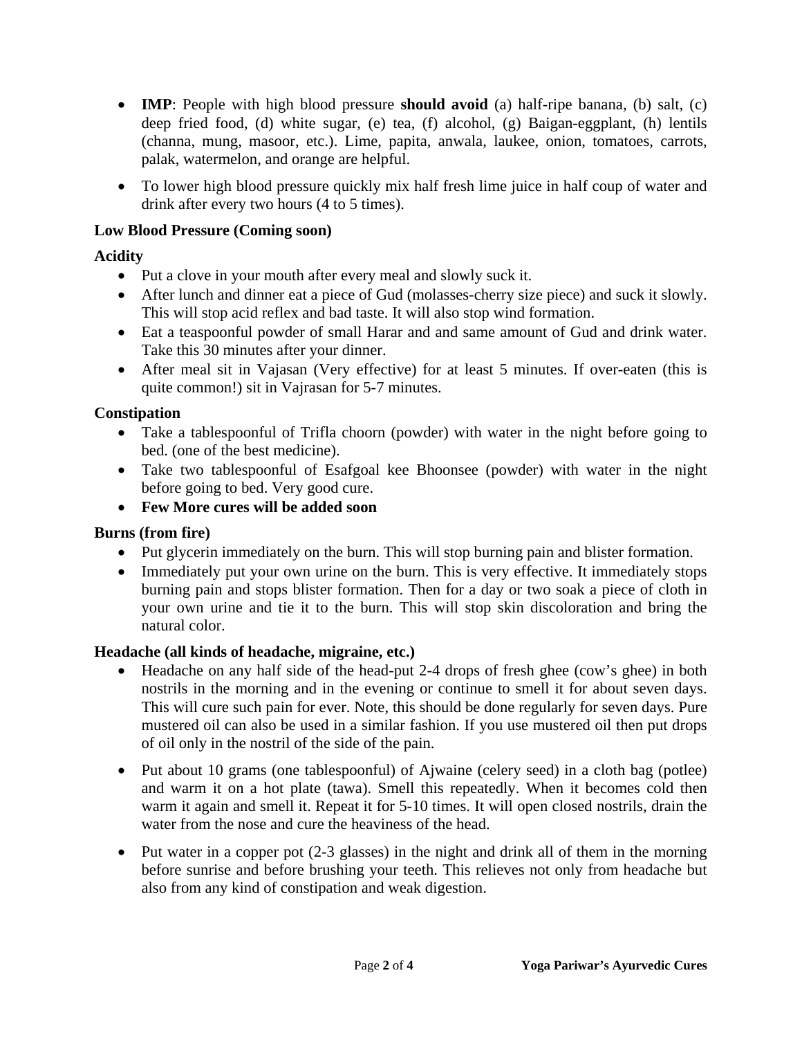- **IMP**: People with high blood pressure **should avoid** (a) half-ripe banana, (b) salt, (c) deep fried food, (d) white sugar, (e) tea, (f) alcohol, (g) Baigan-eggplant, (h) lentils (channa, mung, masoor, etc.). Lime, papita, anwala, laukee, onion, tomatoes, carrots, palak, watermelon, and orange are helpful.

- To lower high blood pressure quickly mix half fresh lime juice in half coup of water and drink after every two hours (4 to 5 times).

**Low Blood Pressure (Coming soon)**

**Acidity**

- Put a clove in your mouth after every meal and slowly suck it.
- After lunch and dinner eat a piece of Gud (molasses-cherry size piece) and suck it slowly. This will stop acid reflex and bad taste. It will also stop wind formation.
- Eat a teaspoonful powder of small Harar and and same amount of Gud and drink water. Take this 30 minutes after your dinner.
- After meal sit in Vajasan (Very effective) for at least 5 minutes. If over-eaten (this is quite common!) sit in Vajrasan for 5-7 minutes.

**Constipation**

- Take a tablespoonful of Trifla choorn (powder) with water in the night before going to bed. (one of the best medicine).
- Take two tablespoonful of Esafgoal kee Bhoonsee (powder) with water in the night before going to bed. Very good cure.
- **Few More cures will be added soon**

**Burns (from fire)**

- Put glycerin immediately on the burn. This will stop burning pain and blister formation.
- Immediately put your own urine on the burn. This is very effective. It immediately stops burning pain and stops blister formation. Then for a day or two soak a piece of cloth in your own urine and tie it to the burn. This will stop skin discoloration and bring the natural color.

**Headache (all kinds of headache, migraine, etc.)**

- Headache on any half side of the head-put 2-4 drops of fresh ghee (cow's ghee) in both nostrils in the morning and in the evening or continue to smell it for about seven days. This will cure such pain for ever. Note, this should be done regularly for seven days. Pure mustered oil can also be used in a similar fashion. If you use mustered oil then put drops of oil only in the nostril of the side of the pain.

- Put about 10 grams (one tablespoonful) of Ajwaine (celery seed) in a cloth bag (potlee) and warm it on a hot plate (tawa). Smell this repeatedly. When it becomes cold then warm it again and smell it. Repeat it for 5-10 times. It will open closed nostrils, drain the water from the nose and cure the heaviness of the head.

- Put water in a copper pot (2-3 glasses) in the night and drink all of them in the morning before sunrise and before brushing your teeth. This relieves not only from headache but also from any kind of constipation and weak digestion.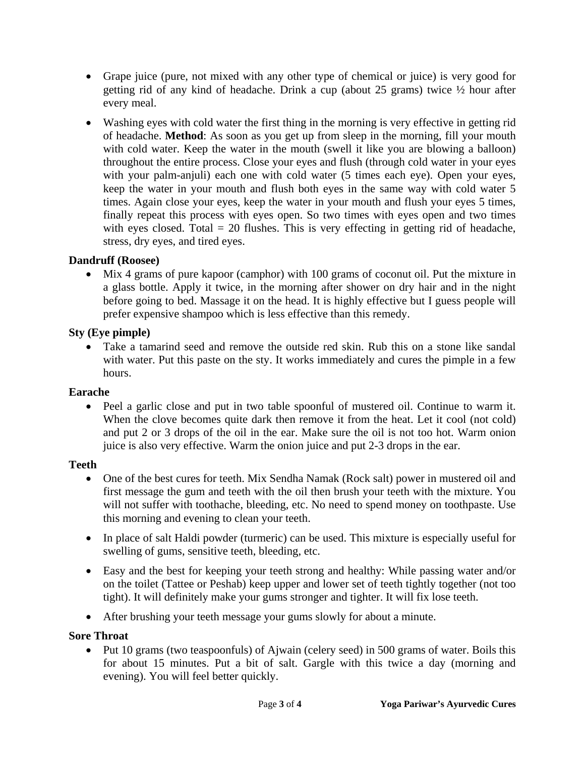- Grape juice (pure, not mixed with any other type of chemical or juice) is very good for getting rid of any kind of headache. Drink a cup (about 25 grams) twice ½ hour after every meal.

- Washing eyes with cold water the first thing in the morning is very effective in getting rid of headache. **Method**: As soon as you get up from sleep in the morning, fill your mouth with cold water. Keep the water in the mouth (swell it like you are blowing a balloon) throughout the entire process. Close your eyes and flush (through cold water in your eyes with your palm-anjuli) each one with cold water (5 times each eye). Open your eyes, keep the water in your mouth and flush both eyes in the same way with cold water 5 times. Again close your eyes, keep the water in your mouth and flush your eyes 5 times, finally repeat this process with eyes open. So two times with eyes open and two times with eyes closed. Total = 20 flushes. This is very effecting in getting rid of headache, stress, dry eyes, and tired eyes.

**Dandruff (Roosee)**

- Mix 4 grams of pure kapoor (camphor) with 100 grams of coconut oil. Put the mixture in a glass bottle. Apply it twice, in the morning after shower on dry hair and in the night before going to bed. Massage it on the head. It is highly effective but I guess people will prefer expensive shampoo which is less effective than this remedy.

**Sty (Eye pimple)**

- Take a tamarind seed and remove the outside red skin. Rub this on a stone like sandal with water. Put this paste on the sty. It works immediately and cures the pimple in a few hours.

**Earache**

- Peel a garlic close and put in two table spoonful of mustered oil. Continue to warm it. When the clove becomes quite dark then remove it from the heat. Let it cool (not cold) and put 2 or 3 drops of the oil in the ear. Make sure the oil is not too hot. Warm onion juice is also very effective. Warm the onion juice and put 2-3 drops in the ear.

**Teeth**

- One of the best cures for teeth. Mix Sendha Namak (Rock salt) power in mustered oil and first message the gum and teeth with the oil then brush your teeth with the mixture. You will not suffer with toothache, bleeding, etc. No need to spend money on toothpaste. Use this morning and evening to clean your teeth.

- In place of salt Haldi powder (turmeric) can be used. This mixture is especially useful for swelling of gums, sensitive teeth, bleeding, etc.

- Easy and the best for keeping your teeth strong and healthy: While passing water and/or on the toilet (Tattee or Peshab) keep upper and lower set of teeth tightly together (not too tight). It will definitely make your gums stronger and tighter. It will fix lose teeth.

- After brushing your teeth message your gums slowly for about a minute.

**Sore Throat**

- Put 10 grams (two teaspoonfuls) of Ajwain (celery seed) in 500 grams of water. Boils this for about 15 minutes. Put a bit of salt. Gargle with this twice a day (morning and evening). You will feel better quickly.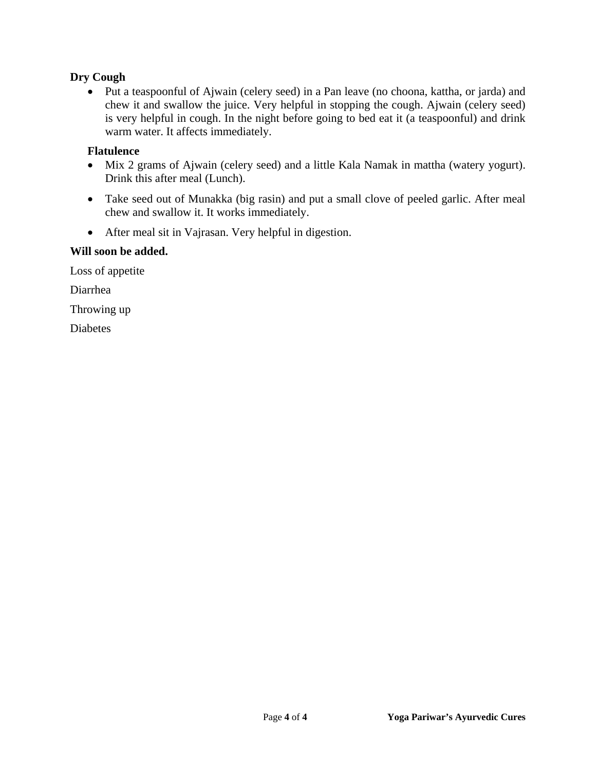**Dry Cough**

- Put a teaspoonful of Ajwain (celery seed) in a Pan leave (no choona, kattha, or jarda) and chew it and swallow the juice. Very helpful in stopping the cough. Ajwain (celery seed) is very helpful in cough. In the night before going to bed eat it (a teaspoonful) and drink warm water. It affects immediately.

**Flatulence**

- Mix 2 grams of Ajwain (celery seed) and a little Kala Namak in mattha (watery yogurt). Drink this after meal (Lunch).
- Take seed out of Munakka (big rasin) and put a small clove of peeled garlic. After meal chew and swallow it. It works immediately.
- After meal sit in Vajrasan. Very helpful in digestion.

**Will soon be added.**

Loss of appetite

Diarrhea

Throwing up

Diabetes